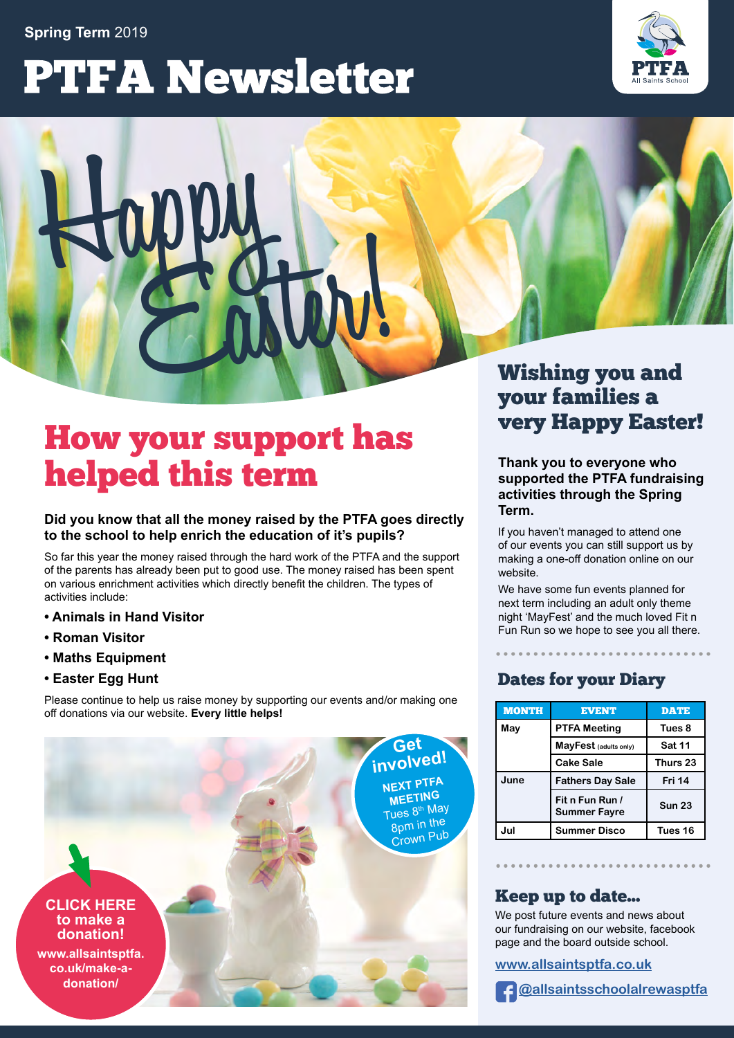**Spring Term** 2019

# PTFA Newsletter

PTFA
All Saints School

Happy Easter!

## How your support has helped this term

**Did you know that all the money raised by the PTFA goes directly to the school to help enrich the education of it's pupils?**

So far this year the money raised through the hard work of the PTFA and the support of the parents has already been put to good use. The money raised has been spent on various enrichment activities which directly benefit the children. The types of activities include:

- **Animals in Hand Visitor**
- **Roman Visitor**
- **Maths Equipment**
- **Easter Egg Hunt**

Please continue to help us raise money by supporting our events and/or making one off donations via our website. **Every little helps!**

**CLICK HERE to make a donation!**
**www.allsaintsptfa.co.uk/make-a-donation/**

**Get involved!**
**NEXT PTFA MEETING**
Tues 8th May 8pm in the Crown Pub

## Wishing you and your families a very Happy Easter!

**Thank you to everyone who supported the PTFA fundraising activities through the Spring Term.**

If you haven't managed to attend one of our events you can still support us by making a one-off donation online on our website.

We have some fun events planned for next term including an adult only theme night 'MayFest' and the much loved Fit n Fun Run so we hope to see you all there.

### Dates for your Diary

| MONTH | EVENT | DATE |
|---|---|---|
| May | PTFA Meeting | Tues 8 |
| | MayFest (adults only) | Sat 11 |
| | Cake Sale | Thurs 23 |
| June | Fathers Day Sale | Fri 14 |
| | Fit n Fun Run / Summer Fayre | Sun 23 |
| Jul | Summer Disco | Tues 16 |

### Keep up to date...

We post future events and news about our fundraising on our website, facebook page and the board outside school.

www.allsaintsptfa.co.uk

@allsaintsschoolalrewasptfa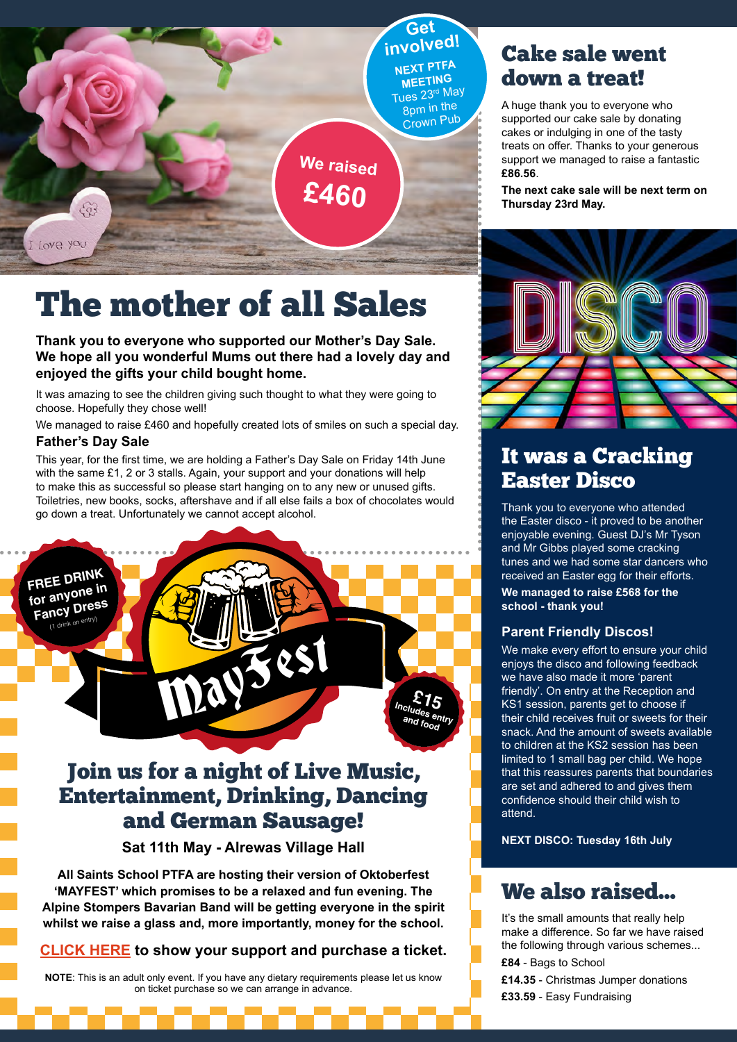**Get involved!**

**NEXT PTFA MEETING**
Tues 23rd May
8pm in the Crown Pub

**We raised £460**

# The mother of all Sales

**Thank you to everyone who supported our Mother's Day Sale. We hope all you wonderful Mums out there had a lovely day and enjoyed the gifts your child bought home.**

It was amazing to see the children giving such thought to what they were going to choose. Hopefully they chose well!

We managed to raise £460 and hopefully created lots of smiles on such a special day.

### Father's Day Sale

This year, for the first time, we are holding a Father's Day Sale on Friday 14th June with the same £1, 2 or 3 stalls. Again, your support and your donations will help to make this as successful so please start hanging on to any new or unused gifts. Toiletries, new books, socks, aftershave and if all else fails a box of chocolates would go down a treat. Unfortunately we cannot accept alcohol.

**FREE DRINK for anyone in Fancy Dress**
(1 drink on entry)

MayFest

**£15** Includes entry and food

## Join us for a night of Live Music, Entertainment, Drinking, Dancing and German Sausage!

**Sat 11th May - Alrewas Village Hall**

**All Saints School PTFA are hosting their version of Oktoberfest 'MAYFEST' which promises to be a relaxed and fun evening. The Alpine Stompers Bavarian Band will be getting everyone in the spirit whilst we raise a glass and, more importantly, money for the school.**

**CLICK HERE to show your support and purchase a ticket.**

**NOTE**: This is an adult only event. If you have any dietary requirements please let us know on ticket purchase so we can arrange in advance.

## Cake sale went down a treat!

A huge thank you to everyone who supported our cake sale by donating cakes or indulging in one of the tasty treats on offer. Thanks to your generous support we managed to raise a fantastic **£86.56**.

**The next cake sale will be next term on Thursday 23rd May.**

DISCO

## It was a Cracking Easter Disco

Thank you to everyone who attended the Easter disco - it proved to be another enjoyable evening. Guest DJ's Mr Tyson and Mr Gibbs played some cracking tunes and we had some star dancers who received an Easter egg for their efforts.

**We managed to raise £568 for the school - thank you!**

### Parent Friendly Discos!

We make every effort to ensure your child enjoys the disco and following feedback we have also made it more 'parent friendly'. On entry at the Reception and KS1 session, parents get to choose if their child receives fruit or sweets for their snack. And the amount of sweets available to children at the KS2 session has been limited to 1 small bag per child. We hope that this reassures parents that boundaries are set and adhered to and gives them confidence should their child wish to attend.

**NEXT DISCO: Tuesday 16th July**

## We also raised...

It's the small amounts that really help make a difference. So far we have raised the following through various schemes...

**£84** - Bags to School

**£14.35** - Christmas Jumper donations

**£33.59** - Easy Fundraising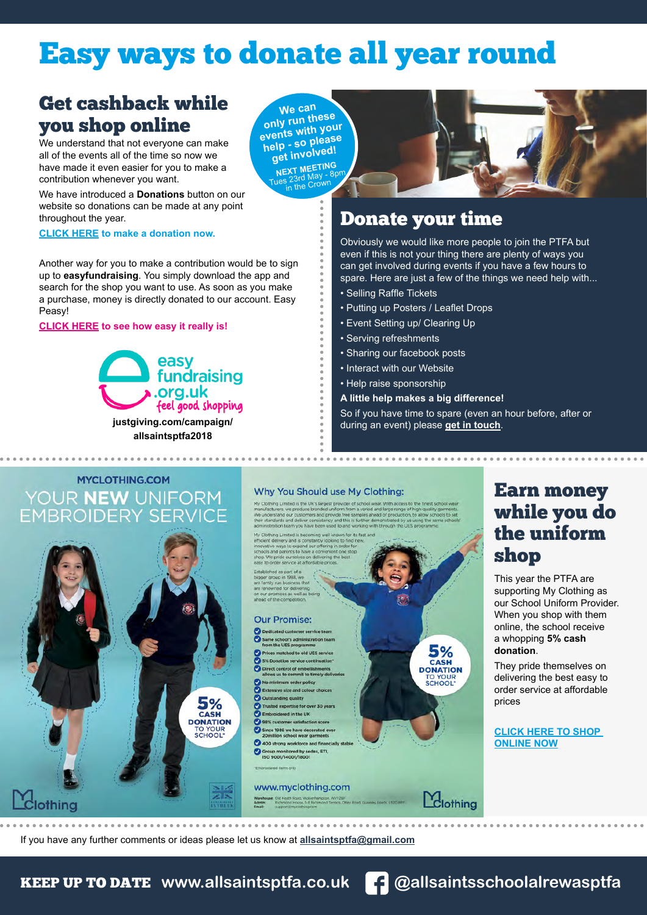# Easy ways to donate all year round

## Get cashback while you shop online

We understand that not everyone can make all of the events all of the time so now we have made it even easier for you to make a contribution whenever you want.

We have introduced a **Donations** button on our website so donations can be made at any point throughout the year.

**CLICK HERE to make a donation now.**

Another way for you to make a contribution would be to sign up to **easyfundraising**. You simply download the app and search for the shop you want to use. As soon as you make a purchase, money is directly donated to our account. Easy Peasy!

**CLICK HERE to see how easy it really is!**

easy fundraising .org.uk feel good shopping

**justgiving.com/campaign/ allsaintsptfa2018**

We can only run these events with your help - so please get involved!

NEXT MEETING Tues 23rd May - 8pm in the Crown

## Donate your time

Obviously we would like more people to join the PTFA but even if this is not your thing there are plenty of ways you can get involved during events if you have a few hours to spare. Here are just a few of the things we need help with...

- Selling Raffle Tickets
- Putting up Posters / Leaflet Drops
- Event Setting up/ Clearing Up
- Serving refreshments
- Sharing our facebook posts
- Interact with our Website
- Help raise sponsorship

**A little help makes a big difference!**

So if you have time to spare (even an hour before, after or during an event) please **get in touch**.

MYCLOTHING.COM

YOUR **NEW** UNIFORM EMBROIDERY SERVICE

5% CASH DONATION TO YOUR SCHOOL*

Why You Should use My Clothing:

Our Promise:

www.myclothing.com

## Earn money while you do the uniform shop

This year the PTFA are supporting My Clothing as our School Uniform Provider. When you shop with them online, the school receive a whopping **5% cash donation**.

They pride themselves on delivering the best easy to order service at affordable prices

**CLICK HERE TO SHOP ONLINE NOW**

If you have any further comments or ideas please let us know at **allsaintsptfa@gmail.com**

**KEEP UP TO DATE** www.allsaintsptfa.co.uk @allsaintsschoolalrewasptfa